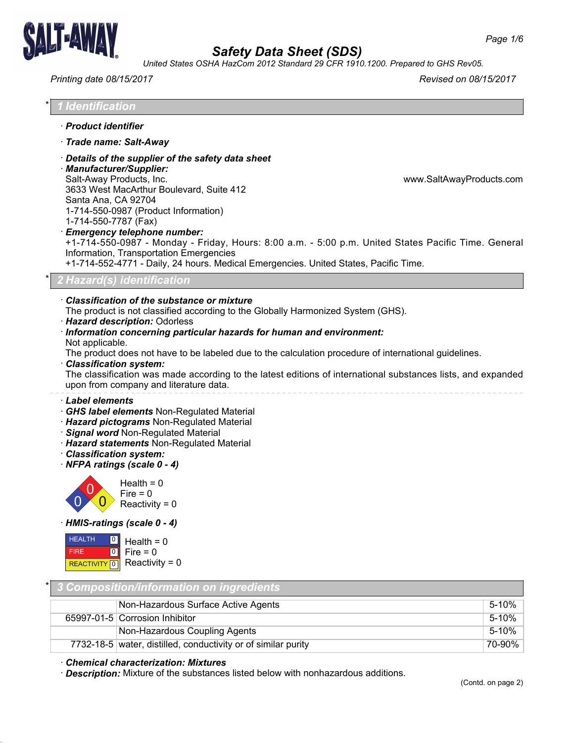# Safety Data Sheet (SDS)

*United States OSHA HazCom 2012 Standard 29 CFR 1910.1200. Prepared to GHS Rev05.*

*Printing date 08/15/2017* — *Revised on 08/15/2017*

## * 1 Identification

· **Product identifier**

· **Trade name: Salt-Away**

· **Details of the supplier of the safety data sheet**
· **Manufacturer/Supplier:**
Salt-Away Products, Inc.
3633 West MacArthur Boulevard, Suite 412
Santa Ana, CA 92704
1-714-550-0987 (Product Information)
1-714-550-7787 (Fax)
www.SaltAwayProducts.com

· **Emergency telephone number:**
+1-714-550-0987 - Monday - Friday, Hours: 8:00 a.m. - 5:00 p.m. United States Pacific Time. General Information, Transportation Emergencies
+1-714-552-4771 - Daily, 24 hours. Medical Emergencies. United States, Pacific Time.

## * 2 Hazard(s) identification

· **Classification of the substance or mixture**
The product is not classified according to the Globally Harmonized System (GHS).
· **Hazard description:** Odorless
· **Information concerning particular hazards for human and environment:**
Not applicable.
The product does not have to be labeled due to the calculation procedure of international guidelines.
· **Classification system:**
The classification was made according to the latest editions of international substances lists, and expanded upon from company and literature data.

· **Label elements**
· **GHS label elements** Non-Regulated Material
· **Hazard pictograms** Non-Regulated Material
· **Signal word** Non-Regulated Material
· **Hazard statements** Non-Regulated Material
· **Classification system:**
· **NFPA ratings (scale 0 - 4)**

Health = 0
Fire = 0
Reactivity = 0

· **HMIS-ratings (scale 0 - 4)**

| HEALTH | 0 | Health = 0 |
|---|---|---|
| FIRE | 0 | Fire = 0 |
| REACTIVITY | 0 | Reactivity = 0 |

## * 3 Composition/information on ingredients

| | | |
|---|---|---|
| | Non-Hazardous Surface Active Agents | 5-10% |
| 65997-01-5 | Corrosion Inhibitor | 5-10% |
| | Non-Hazardous Coupling Agents | 5-10% |
| 7732-18-5 | water, distilled, conductivity or of similar purity | 70-90% |

· **Chemical characterization: Mixtures**
· **Description:** Mixture of the substances listed below with nonhazardous additions.

(Contd. on page 2)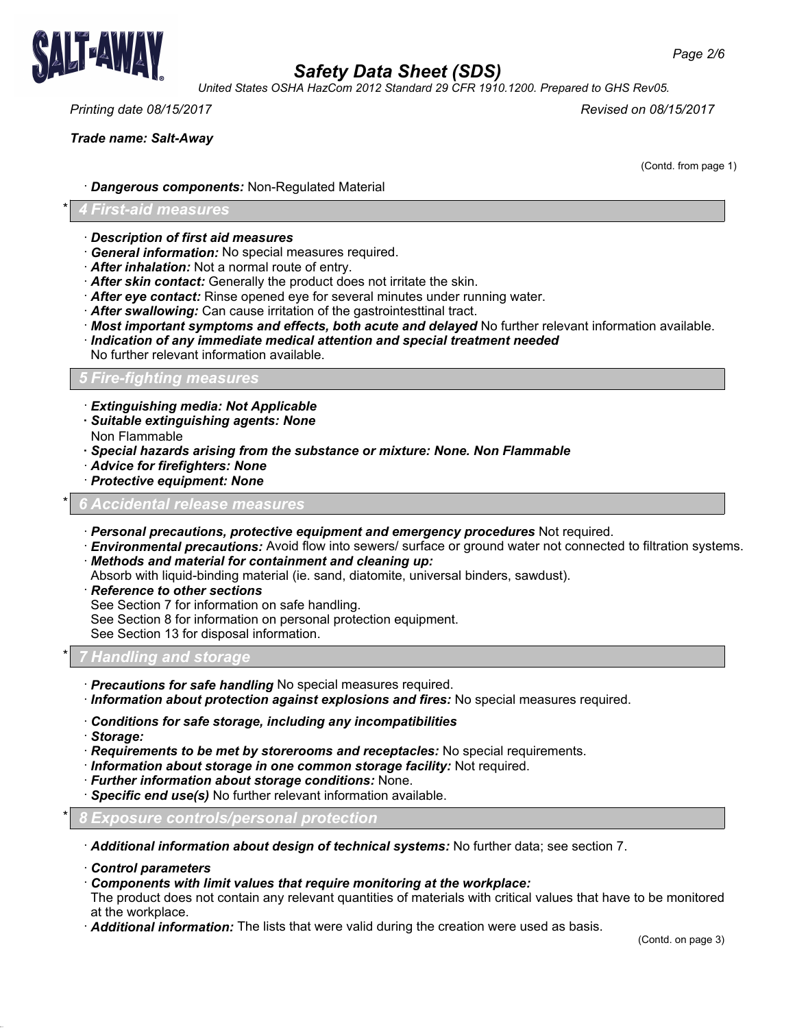· **Dangerous components:** Non-Regulated Material

## * 4 First-aid measures

· ***Description of first aid measures***
· ***General information:*** No special measures required.
· ***After inhalation:*** Not a normal route of entry.
· ***After skin contact:*** Generally the product does not irritate the skin.
· ***After eye contact:*** Rinse opened eye for several minutes under running water.
· ***After swallowing:*** Can cause irritation of the gastrointesttinal tract.
· ***Most important symptoms and effects, both acute and delayed*** No further relevant information available.
· ***Indication of any immediate medical attention and special treatment needed***
No further relevant information available.

## 5 Fire-fighting measures

· ***Extinguishing media: Not Applicable***
· ***Suitable extinguishing agents: None***
Non Flammable
· ***Special hazards arising from the substance or mixture: None. Non Flammable***
· ***Advice for firefighters: None***
· ***Protective equipment: None***

## * 6 Accidental release measures

· ***Personal precautions, protective equipment and emergency procedures*** Not required.
· ***Environmental precautions:*** Avoid flow into sewers/ surface or ground water not connected to filtration systems.
· ***Methods and material for containment and cleaning up:***
Absorb with liquid-binding material (ie. sand, diatomite, universal binders, sawdust).
· ***Reference to other sections***
See Section 7 for information on safe handling.
See Section 8 for information on personal protection equipment.
See Section 13 for disposal information.

## * 7 Handling and storage

· ***Precautions for safe handling*** No special measures required.
· ***Information about protection against explosions and fires:*** No special measures required.

· ***Conditions for safe storage, including any incompatibilities***
· ***Storage:***
· ***Requirements to be met by storerooms and receptacles:*** No special requirements.
· ***Information about storage in one common storage facility:*** Not required.
· ***Further information about storage conditions:*** None.
· ***Specific end use(s)*** No further relevant information available.

## * 8 Exposure controls/personal protection

· ***Additional information about design of technical systems:*** No further data; see section 7.

· ***Control parameters***
· ***Components with limit values that require monitoring at the workplace:***
The product does not contain any relevant quantities of materials with critical values that have to be monitored at the workplace.
· ***Additional information:*** The lists that were valid during the creation were used as basis.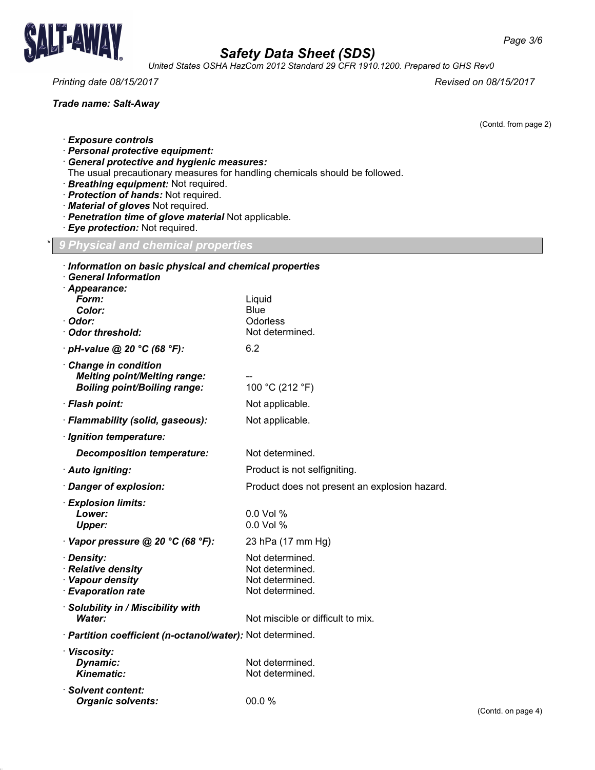Trade name: Salt-Away

(Contd. from page 2)

· **Exposure controls**
· **Personal protective equipment:**
· **General protective and hygienic measures:**
The usual precautionary measures for handling chemicals should be followed.
· **Breathing equipment:** Not required.
· **Protection of hands:** Not required.
· **Material of gloves** Not required.
· **Penetration time of glove material** Not applicable.
· **Eye protection:** Not required.

## * 9 Physical and chemical properties

· **Information on basic physical and chemical properties**
· **General Information**

| | |
|---|---|
| · **Appearance:** | |
| **Form:** | Liquid |
| **Color:** | Blue |
| · **Odor:** | Odorless |
| · **Odor threshold:** | Not determined. |
| · **pH-value @ 20 °C (68 °F):** | 6.2 |
| · **Change in condition** | |
| **Melting point/Melting range:** | -- |
| **Boiling point/Boiling range:** | 100 °C (212 °F) |
| · **Flash point:** | Not applicable. |
| · **Flammability (solid, gaseous):** | Not applicable. |
| · **Ignition temperature:** | |
| **Decomposition temperature:** | Not determined. |
| · **Auto igniting:** | Product is not selfigniting. |
| · **Danger of explosion:** | Product does not present an explosion hazard. |
| · **Explosion limits:** | |
| **Lower:** | 0.0 Vol % |
| **Upper:** | 0.0 Vol % |
| · **Vapor pressure @ 20 °C (68 °F):** | 23 hPa (17 mm Hg) |
| · **Density:** | Not determined. |
| · **Relative density** | Not determined. |
| · **Vapour density** | Not determined. |
| · **Evaporation rate** | Not determined. |
| · **Solubility in / Miscibility with** | |
| **Water:** | Not miscible or difficult to mix. |
| · **Partition coefficient (n-octanol/water):** | Not determined. |
| · **Viscosity:** | |
| **Dynamic:** | Not determined. |
| **Kinematic:** | Not determined. |
| · **Solvent content:** | |
| **Organic solvents:** | 00.0 % |

(Contd. on page 4)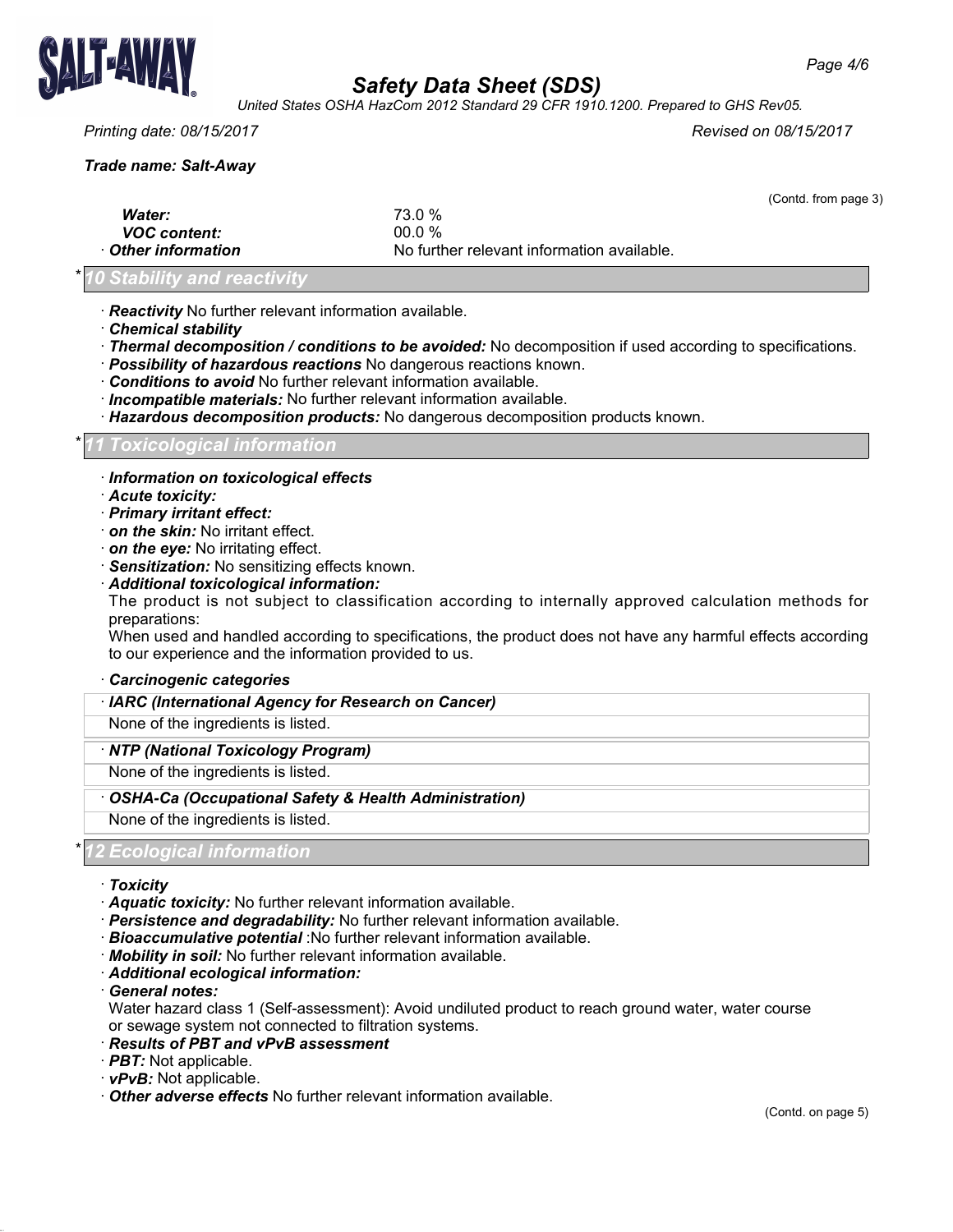(Contd. from page 3)

*Water:* 73.0 %
*VOC content:* 00.0 %
· **Other information** No further relevant information available.

## * 10 Stability and reactivity

· ***Reactivity*** No further relevant information available.
· ***Chemical stability***
· ***Thermal decomposition / conditions to be avoided:*** No decomposition if used according to specifications.
· ***Possibility of hazardous reactions*** No dangerous reactions known.
· ***Conditions to avoid*** No further relevant information available.
· ***Incompatible materials:*** No further relevant information available.
· ***Hazardous decomposition products:*** No dangerous decomposition products known.

## * 11 Toxicological information

· ***Information on toxicological effects***
· ***Acute toxicity:***
· ***Primary irritant effect:***
· ***on the skin:*** No irritant effect.
· ***on the eye:*** No irritating effect.
· ***Sensitization:*** No sensitizing effects known.
· ***Additional toxicological information:***
The product is not subject to classification according to internally approved calculation methods for preparations:
When used and handled according to specifications, the product does not have any harmful effects according to our experience and the information provided to us.

· ***Carcinogenic categories***

· ***IARC (International Agency for Research on Cancer)***
None of the ingredients is listed.

· ***NTP (National Toxicology Program)***
None of the ingredients is listed.

· ***OSHA-Ca (Occupational Safety & Health Administration)***
None of the ingredients is listed.

## * 12 Ecological information

· ***Toxicity***
· ***Aquatic toxicity:*** No further relevant information available.
· ***Persistence and degradability:*** No further relevant information available.
· ***Bioaccumulative potential*** :No further relevant information available.
· ***Mobility in soil:*** No further relevant information available.
· ***Additional ecological information:***
· ***General notes:***
Water hazard class 1 (Self-assessment): Avoid undiluted product to reach ground water, water course or sewage system not connected to filtration systems.
· ***Results of PBT and vPvB assessment***
· ***PBT:*** Not applicable.
· ***vPvB:*** Not applicable.
· ***Other adverse effects*** No further relevant information available.

(Contd. on page 5)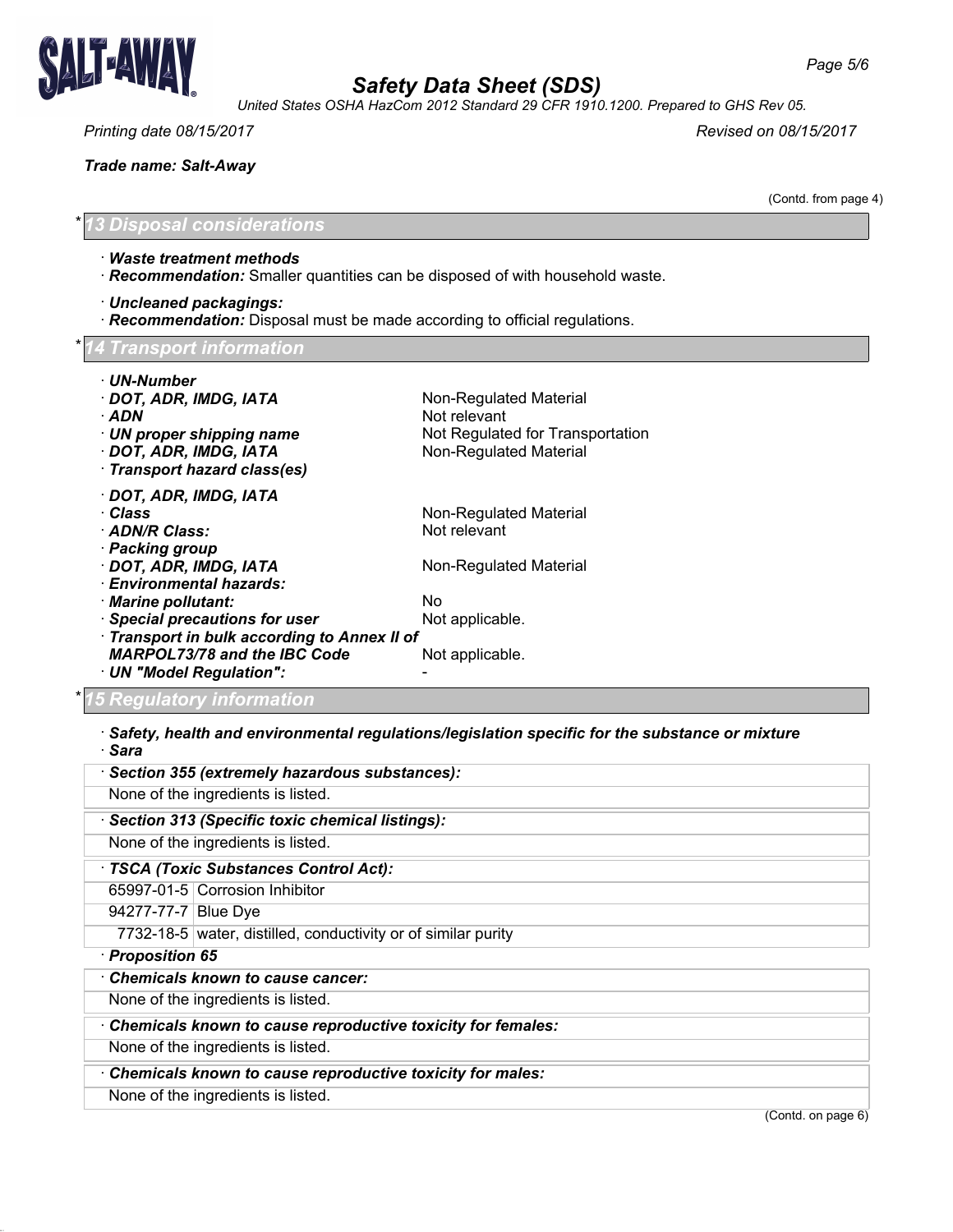(Contd. from page 4)

## * 13 Disposal considerations

· **Waste treatment methods**
· **Recommendation:** Smaller quantities can be disposed of with household waste.

· **Uncleaned packagings:**
· **Recommendation:** Disposal must be made according to official regulations.

## * 14 Transport information

· **UN-Number**
· **DOT, ADR, IMDG, IATA** — Non-Regulated Material
· **ADN** — Not relevant
· **UN proper shipping name** — Not Regulated for Transportation
· **DOT, ADR, IMDG, IATA** — Non-Regulated Material
· **Transport hazard class(es)**

· **DOT, ADR, IMDG, IATA**
· **Class** — Non-Regulated Material
· **ADN/R Class:** — Not relevant
· **Packing group**
· **DOT, ADR, IMDG, IATA** — Non-Regulated Material
· **Environmental hazards:**
· **Marine pollutant:** — No
· **Special precautions for user** — Not applicable.
· **Transport in bulk according to Annex II of MARPOL73/78 and the IBC Code** — Not applicable.
· **UN "Model Regulation":** — -

## * 15 Regulatory information

· **Safety, health and environmental regulations/legislation specific for the substance or mixture**
· **Sara**

| · **Section 355 (extremely hazardous substances):** |
|---|
| None of the ingredients is listed. |

| · **Section 313 (Specific toxic chemical listings):** |
|---|
| None of the ingredients is listed. |

| · **TSCA (Toxic Substances Control Act):** | |
|---|---|
| 65997-01-5 | Corrosion Inhibitor |
| 94277-77-7 | Blue Dye |
| 7732-18-5 | water, distilled, conductivity or of similar purity |

· **Proposition 65**

| · **Chemicals known to cause cancer:** |
|---|
| None of the ingredients is listed. |

| · **Chemicals known to cause reproductive toxicity for females:** |
|---|
| None of the ingredients is listed. |

| · **Chemicals known to cause reproductive toxicity for males:** |
|---|
| None of the ingredients is listed. |

(Contd. on page 6)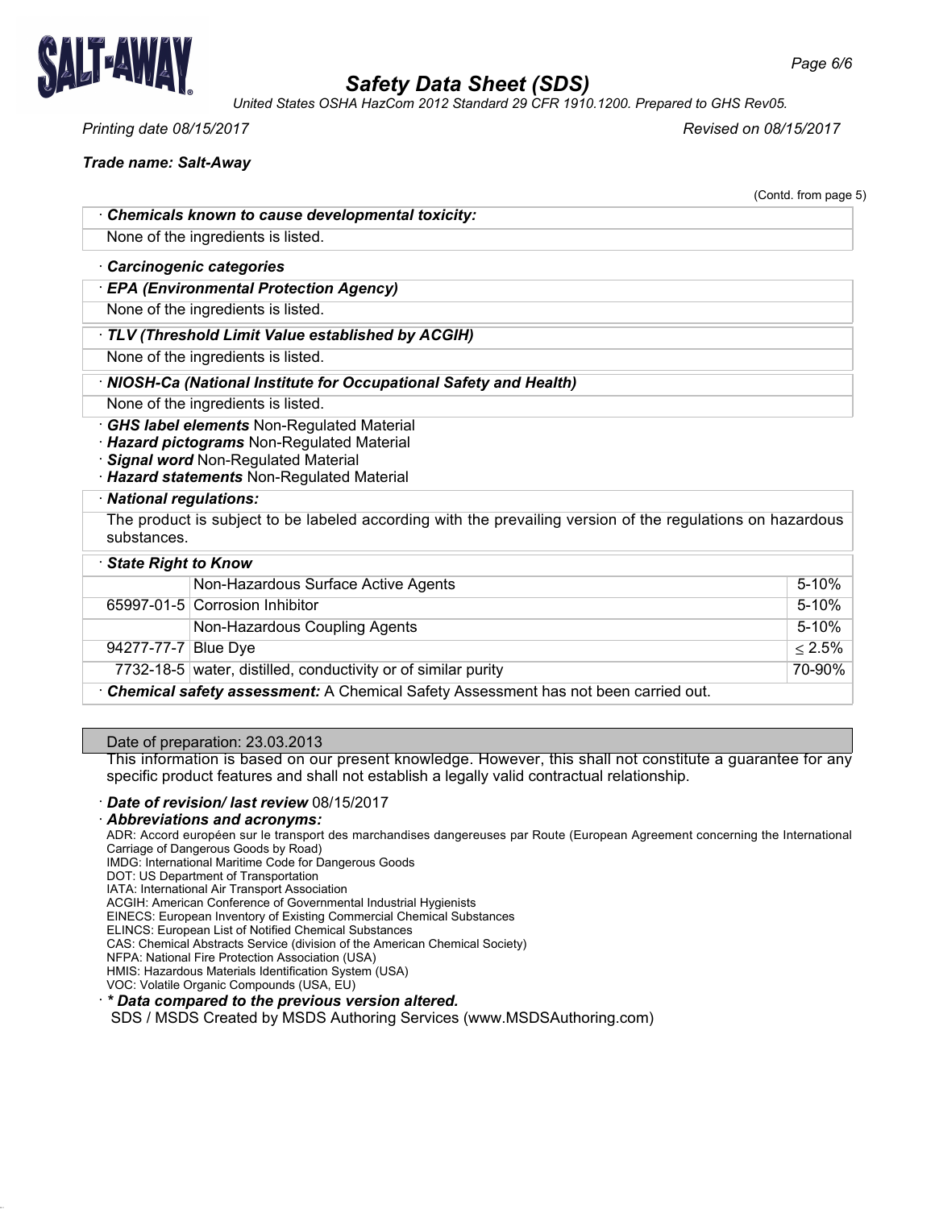(Contd. from page 5)

· **_Chemicals known to cause developmental toxicity:_**

None of the ingredients is listed.

· **_Carcinogenic categories_**

· **_EPA (Environmental Protection Agency)_**

None of the ingredients is listed.

· **_TLV (Threshold Limit Value established by ACGIH)_**

None of the ingredients is listed.

· **_NIOSH-Ca (National Institute for Occupational Safety and Health)_**

None of the ingredients is listed.

· **_GHS label elements_** Non-Regulated Material
· **_Hazard pictograms_** Non-Regulated Material
· **_Signal word_** Non-Regulated Material
· **_Hazard statements_** Non-Regulated Material

· **_National regulations:_**

The product is subject to be labeled according with the prevailing version of the regulations on hazardous substances.

· **_State Right to Know_**

| | | |
|---|---|---|
| | Non-Hazardous Surface Active Agents | 5-10% |
| 65997-01-5 | Corrosion Inhibitor | 5-10% |
| | Non-Hazardous Coupling Agents | 5-10% |
| 94277-77-7 | Blue Dye | ≤ 2.5% |
| 7732-18-5 | water, distilled, conductivity or of similar purity | 70-90% |

· **_Chemical safety assessment:_** A Chemical Safety Assessment has not been carried out.

Date of preparation: 23.03.2013

This information is based on our present knowledge. However, this shall not constitute a guarantee for any specific product features and shall not establish a legally valid contractual relationship.

· **_Date of revision/ last review_** 08/15/2017

· **_Abbreviations and acronyms:_**

ADR: Accord européen sur le transport des marchandises dangereuses par Route (European Agreement concerning the International Carriage of Dangerous Goods by Road)
IMDG: International Maritime Code for Dangerous Goods
DOT: US Department of Transportation
IATA: International Air Transport Association
ACGIH: American Conference of Governmental Industrial Hygienists
EINECS: European Inventory of Existing Commercial Chemical Substances
ELINCS: European List of Notified Chemical Substances
CAS: Chemical Abstracts Service (division of the American Chemical Society)
NFPA: National Fire Protection Association (USA)
HMIS: Hazardous Materials Identification System (USA)
VOC: Volatile Organic Compounds (USA, EU)

· **_* Data compared to the previous version altered._**

SDS / MSDS Created by MSDS Authoring Services (www.MSDSAuthoring.com)